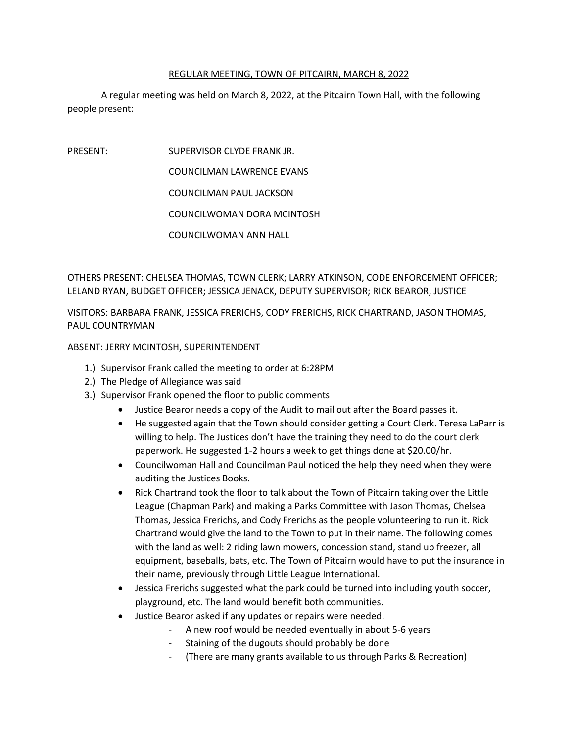# REGULAR MEETING, TOWN OF PITCAIRN, MARCH 8, 2022

A regular meeting was held on March 8, 2022, at the Pitcairn Town Hall, with the following people present:

PRESENT: SUPERVISOR CLYDE FRANK JR.
COUNCILMAN LAWRENCE EVANS
COUNCILMAN PAUL JACKSON
COUNCILWOMAN DORA MCINTOSH
COUNCILWOMAN ANN HALL

OTHERS PRESENT: CHELSEA THOMAS, TOWN CLERK; LARRY ATKINSON, CODE ENFORCEMENT OFFICER; LELAND RYAN, BUDGET OFFICER; JESSICA JENACK, DEPUTY SUPERVISOR; RICK BEAROR, JUSTICE

VISITORS: BARBARA FRANK, JESSICA FRERICHS, CODY FRERICHS, RICK CHARTRAND, JASON THOMAS, PAUL COUNTRYMAN

ABSENT: JERRY MCINTOSH, SUPERINTENDENT

1.) Supervisor Frank called the meeting to order at 6:28PM
2.) The Pledge of Allegiance was said
3.) Supervisor Frank opened the floor to public comments
   - Justice Bearor needs a copy of the Audit to mail out after the Board passes it.
   - He suggested again that the Town should consider getting a Court Clerk. Teresa LaParr is willing to help. The Justices don't have the training they need to do the court clerk paperwork. He suggested 1-2 hours a week to get things done at $20.00/hr.
   - Councilwoman Hall and Councilman Paul noticed the help they need when they were auditing the Justices Books.
   - Rick Chartrand took the floor to talk about the Town of Pitcairn taking over the Little League (Chapman Park) and making a Parks Committee with Jason Thomas, Chelsea Thomas, Jessica Frerichs, and Cody Frerichs as the people volunteering to run it. Rick Chartrand would give the land to the Town to put in their name. The following comes with the land as well: 2 riding lawn mowers, concession stand, stand up freezer, all equipment, baseballs, bats, etc. The Town of Pitcairn would have to put the insurance in their name, previously through Little League International.
   - Jessica Frerichs suggested what the park could be turned into including youth soccer, playground, etc. The land would benefit both communities.
   - Justice Bearor asked if any updates or repairs were needed.
     - A new roof would be needed eventually in about 5-6 years
     - Staining of the dugouts should probably be done
     - (There are many grants available to us through Parks & Recreation)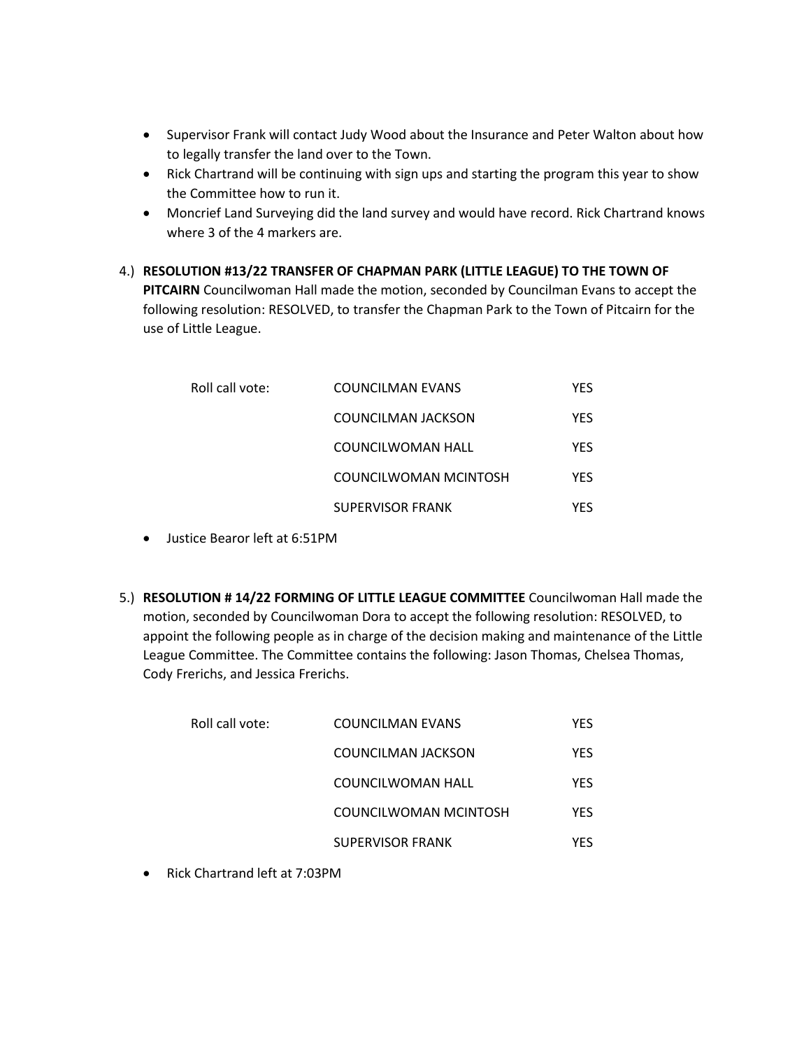- Supervisor Frank will contact Judy Wood about the Insurance and Peter Walton about how to legally transfer the land over to the Town.
- Rick Chartrand will be continuing with sign ups and starting the program this year to show the Committee how to run it.
- Moncrief Land Surveying did the land survey and would have record. Rick Chartrand knows where 3 of the 4 markers are.

4.) **RESOLUTION #13/22 TRANSFER OF CHAPMAN PARK (LITTLE LEAGUE) TO THE TOWN OF PITCAIRN** Councilwoman Hall made the motion, seconded by Councilman Evans to accept the following resolution: RESOLVED, to transfer the Chapman Park to the Town of Pitcairn for the use of Little League.

| Roll call vote: | COUNCILMAN EVANS | YES |
|---|---|---|
| | COUNCILMAN JACKSON | YES |
| | COUNCILWOMAN HALL | YES |
| | COUNCILWOMAN MCINTOSH | YES |
| | SUPERVISOR FRANK | YES |

- Justice Bearor left at 6:51PM

5.) **RESOLUTION # 14/22 FORMING OF LITTLE LEAGUE COMMITTEE** Councilwoman Hall made the motion, seconded by Councilwoman Dora to accept the following resolution: RESOLVED, to appoint the following people as in charge of the decision making and maintenance of the Little League Committee. The Committee contains the following: Jason Thomas, Chelsea Thomas, Cody Frerichs, and Jessica Frerichs.

| Roll call vote: | COUNCILMAN EVANS | YES |
|---|---|---|
| | COUNCILMAN JACKSON | YES |
| | COUNCILWOMAN HALL | YES |
| | COUNCILWOMAN MCINTOSH | YES |
| | SUPERVISOR FRANK | YES |

- Rick Chartrand left at 7:03PM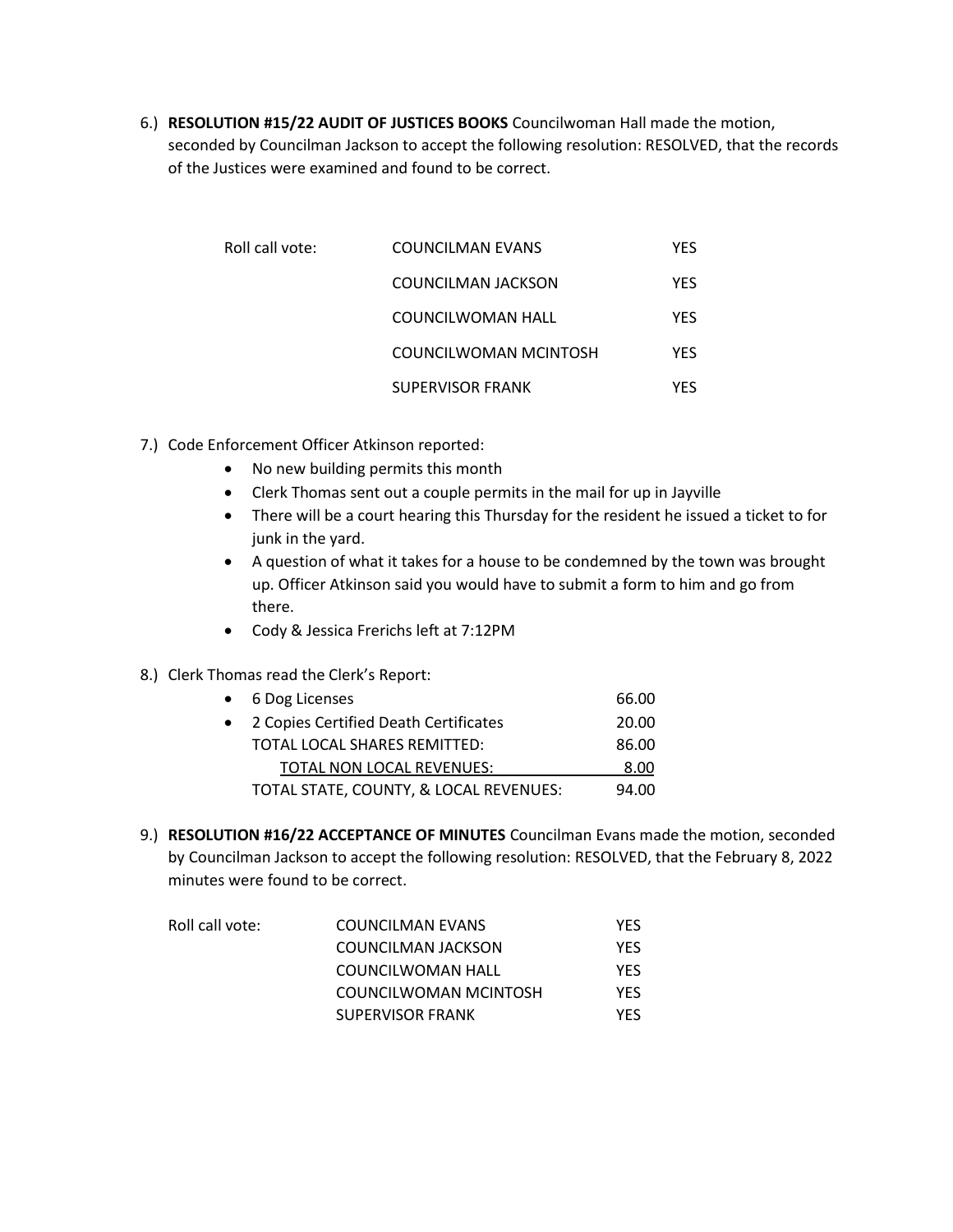6.) **RESOLUTION #15/22 AUDIT OF JUSTICES BOOKS** Councilwoman Hall made the motion, seconded by Councilman Jackson to accept the following resolution: RESOLVED, that the records of the Justices were examined and found to be correct.

| Roll call vote: | COUNCILMAN EVANS | YES |
|---|---|---|
| | COUNCILMAN JACKSON | YES |
| | COUNCILWOMAN HALL | YES |
| | COUNCILWOMAN MCINTOSH | YES |
| | SUPERVISOR FRANK | YES |

7.) Code Enforcement Officer Atkinson reported:
   - No new building permits this month
   - Clerk Thomas sent out a couple permits in the mail for up in Jayville
   - There will be a court hearing this Thursday for the resident he issued a ticket to for junk in the yard.
   - A question of what it takes for a house to be condemned by the town was brought up. Officer Atkinson said you would have to submit a form to him and go from there.
   - Cody & Jessica Frerichs left at 7:12PM

8.) Clerk Thomas read the Clerk's Report:

| | |
|---|---|
| • 6 Dog Licenses | 66.00 |
| • 2 Copies Certified Death Certificates | 20.00 |
| TOTAL LOCAL SHARES REMITTED: | 86.00 |
| TOTAL NON LOCAL REVENUES: | 8.00 |
| TOTAL STATE, COUNTY, & LOCAL REVENUES: | 94.00 |

9.) **RESOLUTION #16/22 ACCEPTANCE OF MINUTES** Councilman Evans made the motion, seconded by Councilman Jackson to accept the following resolution: RESOLVED, that the February 8, 2022 minutes were found to be correct.

| Roll call vote: | COUNCILMAN EVANS | YES |
|---|---|---|
| | COUNCILMAN JACKSON | YES |
| | COUNCILWOMAN HALL | YES |
| | COUNCILWOMAN MCINTOSH | YES |
| | SUPERVISOR FRANK | YES |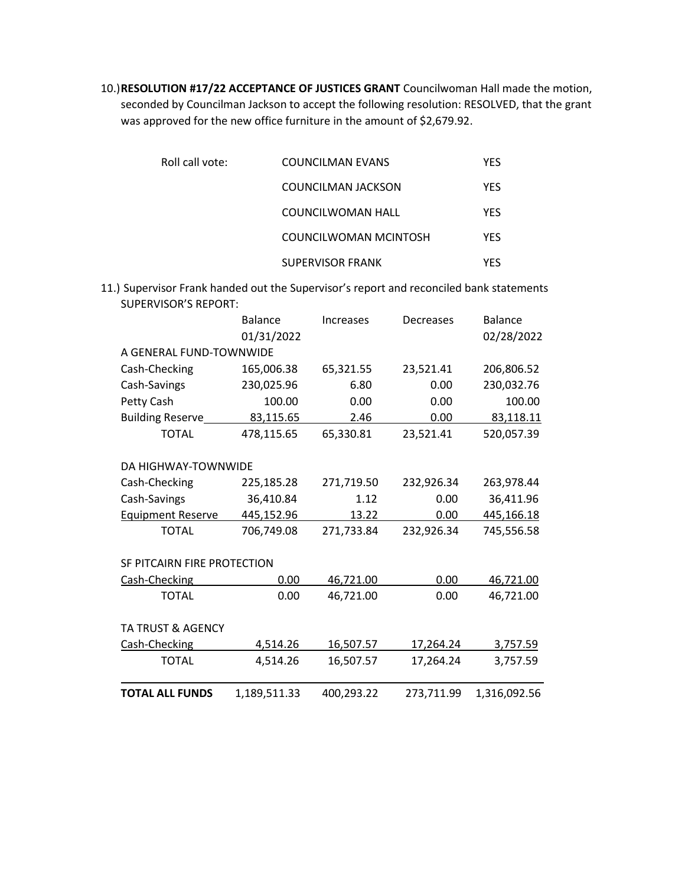10.) **RESOLUTION #17/22 ACCEPTANCE OF JUSTICES GRANT** Councilwoman Hall made the motion, seconded by Councilman Jackson to accept the following resolution: RESOLVED, that the grant was approved for the new office furniture in the amount of $2,679.92.

| Roll call vote: | | |
|---|---|---|
| | COUNCILMAN EVANS | YES |
| | COUNCILMAN JACKSON | YES |
| | COUNCILWOMAN HALL | YES |
| | COUNCILWOMAN MCINTOSH | YES |
| | SUPERVISOR FRANK | YES |

11.) Supervisor Frank handed out the Supervisor's report and reconciled bank statements

SUPERVISOR'S REPORT:

| | Balance 01/31/2022 | Increases | Decreases | Balance 02/28/2022 |
|---|---|---|---|---|
| A GENERAL FUND-TOWNWIDE | | | | |
| Cash-Checking | 165,006.38 | 65,321.55 | 23,521.41 | 206,806.52 |
| Cash-Savings | 230,025.96 | 6.80 | 0.00 | 230,032.76 |
| Petty Cash | 100.00 | 0.00 | 0.00 | 100.00 |
| Building Reserve | 83,115.65 | 2.46 | 0.00 | 83,118.11 |
| TOTAL | 478,115.65 | 65,330.81 | 23,521.41 | 520,057.39 |
| DA HIGHWAY-TOWNWIDE | | | | |
| Cash-Checking | 225,185.28 | 271,719.50 | 232,926.34 | 263,978.44 |
| Cash-Savings | 36,410.84 | 1.12 | 0.00 | 36,411.96 |
| Equipment Reserve | 445,152.96 | 13.22 | 0.00 | 445,166.18 |
| TOTAL | 706,749.08 | 271,733.84 | 232,926.34 | 745,556.58 |
| SF PITCAIRN FIRE PROTECTION | | | | |
| Cash-Checking | 0.00 | 46,721.00 | 0.00 | 46,721.00 |
| TOTAL | 0.00 | 46,721.00 | 0.00 | 46,721.00 |
| TA TRUST & AGENCY | | | | |
| Cash-Checking | 4,514.26 | 16,507.57 | 17,264.24 | 3,757.59 |
| TOTAL | 4,514.26 | 16,507.57 | 17,264.24 | 3,757.59 |
| **TOTAL ALL FUNDS** | 1,189,511.33 | 400,293.22 | 273,711.99 | 1,316,092.56 |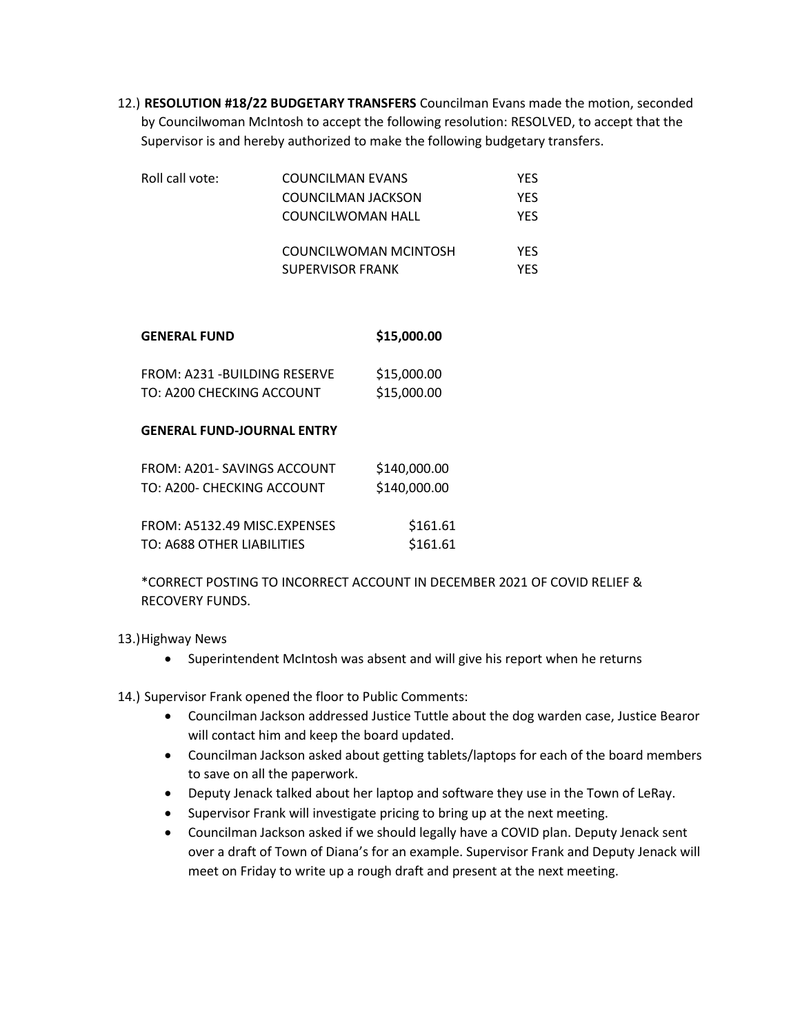12.) **RESOLUTION #18/22 BUDGETARY TRANSFERS** Councilman Evans made the motion, seconded by Councilwoman McIntosh to accept the following resolution: RESOLVED, to accept that the Supervisor is and hereby authorized to make the following budgetary transfers.

| Roll call vote: | | |
|---|---|---|
| | COUNCILMAN EVANS | YES |
| | COUNCILMAN JACKSON | YES |
| | COUNCILWOMAN HALL | YES |
| | COUNCILWOMAN MCINTOSH | YES |
| | SUPERVISOR FRANK | YES |

| **GENERAL FUND** | **$15,000.00** |
|---|---|
| FROM: A231 -BUILDING RESERVE | $15,000.00 |
| TO: A200 CHECKING ACCOUNT | $15,000.00 |

**GENERAL FUND-JOURNAL ENTRY**

| | |
|---|---|
| FROM: A201- SAVINGS ACCOUNT | $140,000.00 |
| TO: A200- CHECKING ACCOUNT | $140,000.00 |
| FROM: A5132.49 MISC.EXPENSES | $161.61 |
| TO: A688 OTHER LIABILITIES | $161.61 |

*CORRECT POSTING TO INCORRECT ACCOUNT IN DECEMBER 2021 OF COVID RELIEF & RECOVERY FUNDS.

13.) Highway News

- Superintendent McIntosh was absent and will give his report when he returns

14.) Supervisor Frank opened the floor to Public Comments:

- Councilman Jackson addressed Justice Tuttle about the dog warden case, Justice Bearor will contact him and keep the board updated.
- Councilman Jackson asked about getting tablets/laptops for each of the board members to save on all the paperwork.
- Deputy Jenack talked about her laptop and software they use in the Town of LeRay.
- Supervisor Frank will investigate pricing to bring up at the next meeting.
- Councilman Jackson asked if we should legally have a COVID plan. Deputy Jenack sent over a draft of Town of Diana's for an example. Supervisor Frank and Deputy Jenack will meet on Friday to write up a rough draft and present at the next meeting.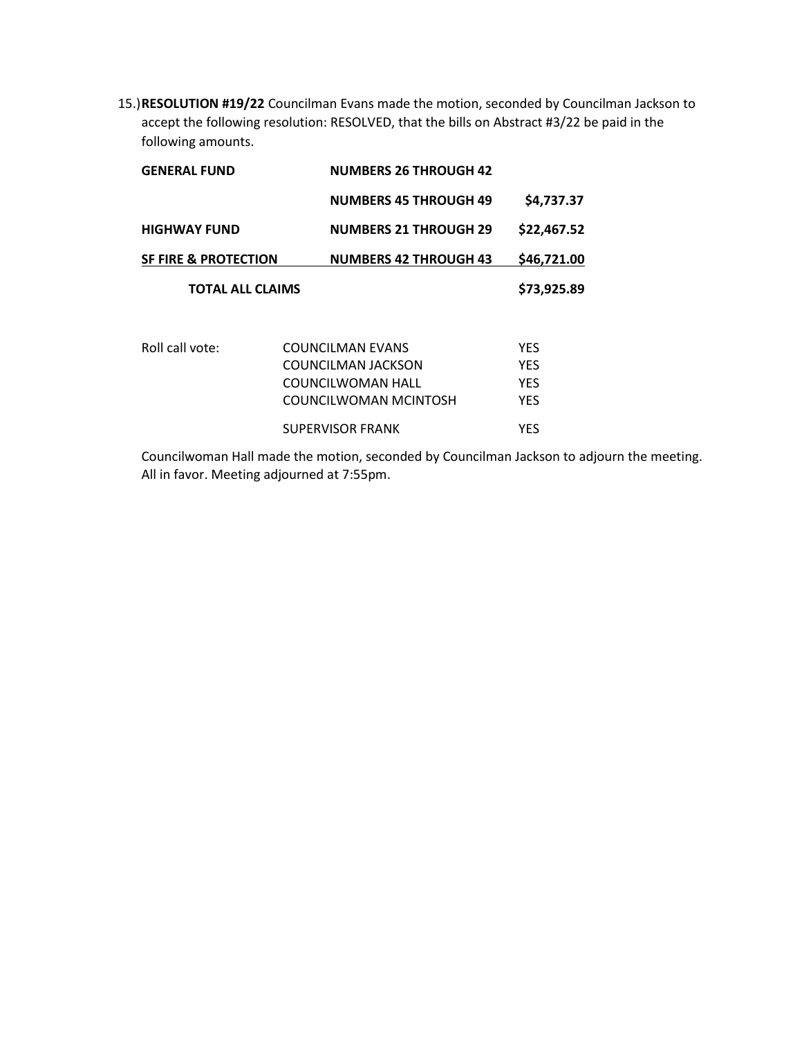15.) **RESOLUTION #19/22** Councilman Evans made the motion, seconded by Councilman Jackson to accept the following resolution: RESOLVED, that the bills on Abstract #3/22 be paid in the following amounts.

| | | |
|---|---|---|
| **GENERAL FUND** | **NUMBERS 26 THROUGH 42** | |
| | **NUMBERS 45 THROUGH 49** | **$4,737.37** |
| **HIGHWAY FUND** | **NUMBERS 21 THROUGH 29** | **$22,467.52** |
| **SF FIRE & PROTECTION** | **NUMBERS 42 THROUGH 43** | **$46,721.00** |
| **TOTAL ALL CLAIMS** | | **$73,925.89** |

| | | |
|---|---|---|
| Roll call vote: | COUNCILMAN EVANS | YES |
| | COUNCILMAN JACKSON | YES |
| | COUNCILWOMAN HALL | YES |
| | COUNCILWOMAN MCINTOSH | YES |
| | SUPERVISOR FRANK | YES |

Councilwoman Hall made the motion, seconded by Councilman Jackson to adjourn the meeting. All in favor. Meeting adjourned at 7:55pm.